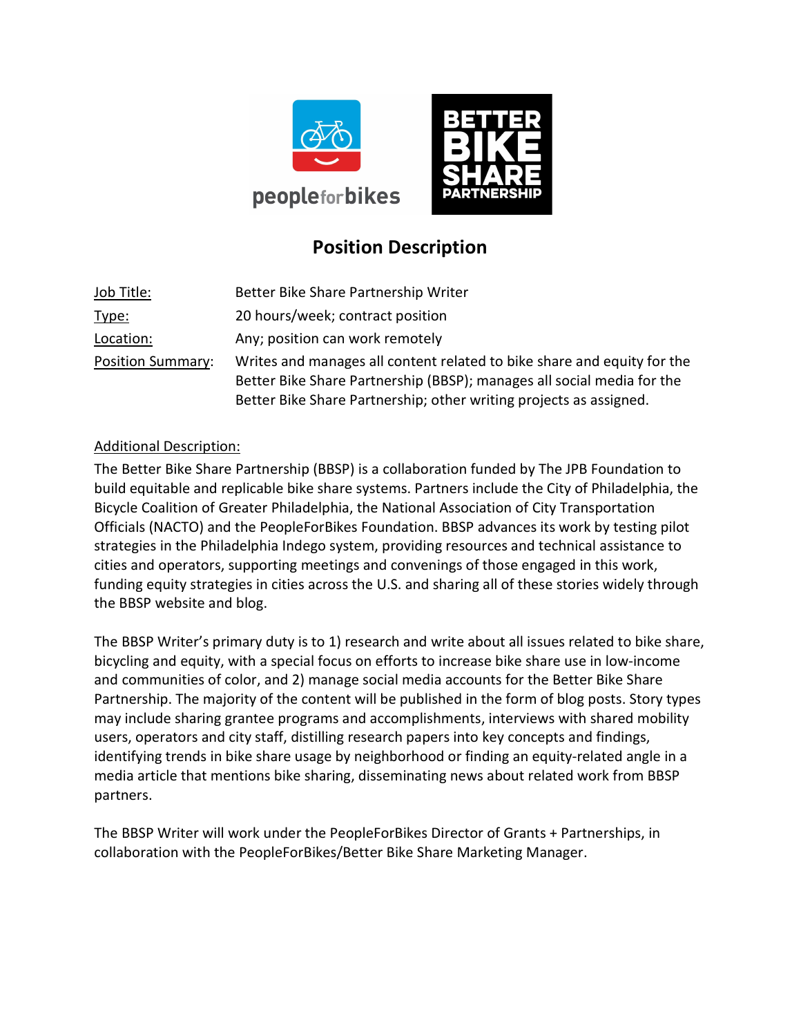# Position Description

| | |
|---|---|
| Job Title: | Better Bike Share Partnership Writer |
| Type: | 20 hours/week; contract position |
| Location: | Any; position can work remotely |
| Position Summary: | Writes and manages all content related to bike share and equity for the Better Bike Share Partnership (BBSP); manages all social media for the Better Bike Share Partnership; other writing projects as assigned. |

Additional Description:

The Better Bike Share Partnership (BBSP) is a collaboration funded by The JPB Foundation to build equitable and replicable bike share systems. Partners include the City of Philadelphia, the Bicycle Coalition of Greater Philadelphia, the National Association of City Transportation Officials (NACTO) and the PeopleForBikes Foundation. BBSP advances its work by testing pilot strategies in the Philadelphia Indego system, providing resources and technical assistance to cities and operators, supporting meetings and convenings of those engaged in this work, funding equity strategies in cities across the U.S. and sharing all of these stories widely through the BBSP website and blog.

The BBSP Writer's primary duty is to 1) research and write about all issues related to bike share, bicycling and equity, with a special focus on efforts to increase bike share use in low-income and communities of color, and 2) manage social media accounts for the Better Bike Share Partnership. The majority of the content will be published in the form of blog posts. Story types may include sharing grantee programs and accomplishments, interviews with shared mobility users, operators and city staff, distilling research papers into key concepts and findings, identifying trends in bike share usage by neighborhood or finding an equity-related angle in a media article that mentions bike sharing, disseminating news about related work from BBSP partners.

The BBSP Writer will work under the PeopleForBikes Director of Grants + Partnerships, in collaboration with the PeopleForBikes/Better Bike Share Marketing Manager.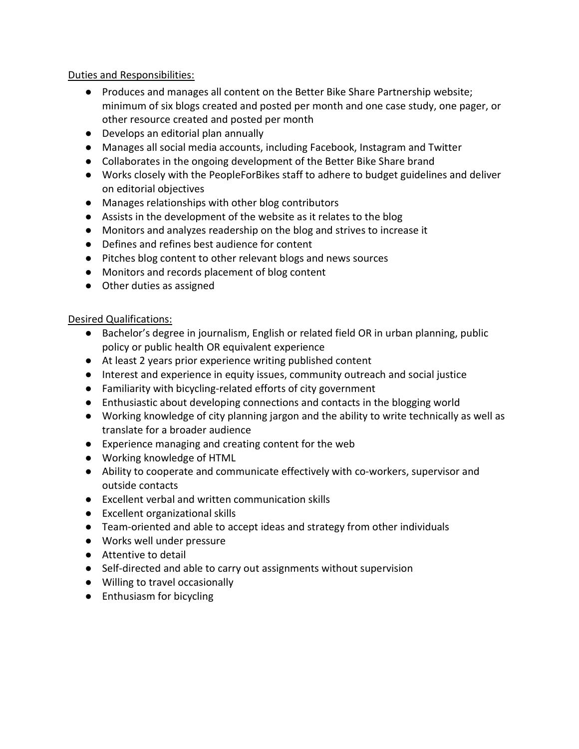Duties and Responsibilities:

- Produces and manages all content on the Better Bike Share Partnership website; minimum of six blogs created and posted per month and one case study, one pager, or other resource created and posted per month
- Develops an editorial plan annually
- Manages all social media accounts, including Facebook, Instagram and Twitter
- Collaborates in the ongoing development of the Better Bike Share brand
- Works closely with the PeopleForBikes staff to adhere to budget guidelines and deliver on editorial objectives
- Manages relationships with other blog contributors
- Assists in the development of the website as it relates to the blog
- Monitors and analyzes readership on the blog and strives to increase it
- Defines and refines best audience for content
- Pitches blog content to other relevant blogs and news sources
- Monitors and records placement of blog content
- Other duties as assigned

Desired Qualifications:

- Bachelor's degree in journalism, English or related field OR in urban planning, public policy or public health OR equivalent experience
- At least 2 years prior experience writing published content
- Interest and experience in equity issues, community outreach and social justice
- Familiarity with bicycling-related efforts of city government
- Enthusiastic about developing connections and contacts in the blogging world
- Working knowledge of city planning jargon and the ability to write technically as well as translate for a broader audience
- Experience managing and creating content for the web
- Working knowledge of HTML
- Ability to cooperate and communicate effectively with co-workers, supervisor and outside contacts
- Excellent verbal and written communication skills
- Excellent organizational skills
- Team-oriented and able to accept ideas and strategy from other individuals
- Works well under pressure
- Attentive to detail
- Self-directed and able to carry out assignments without supervision
- Willing to travel occasionally
- Enthusiasm for bicycling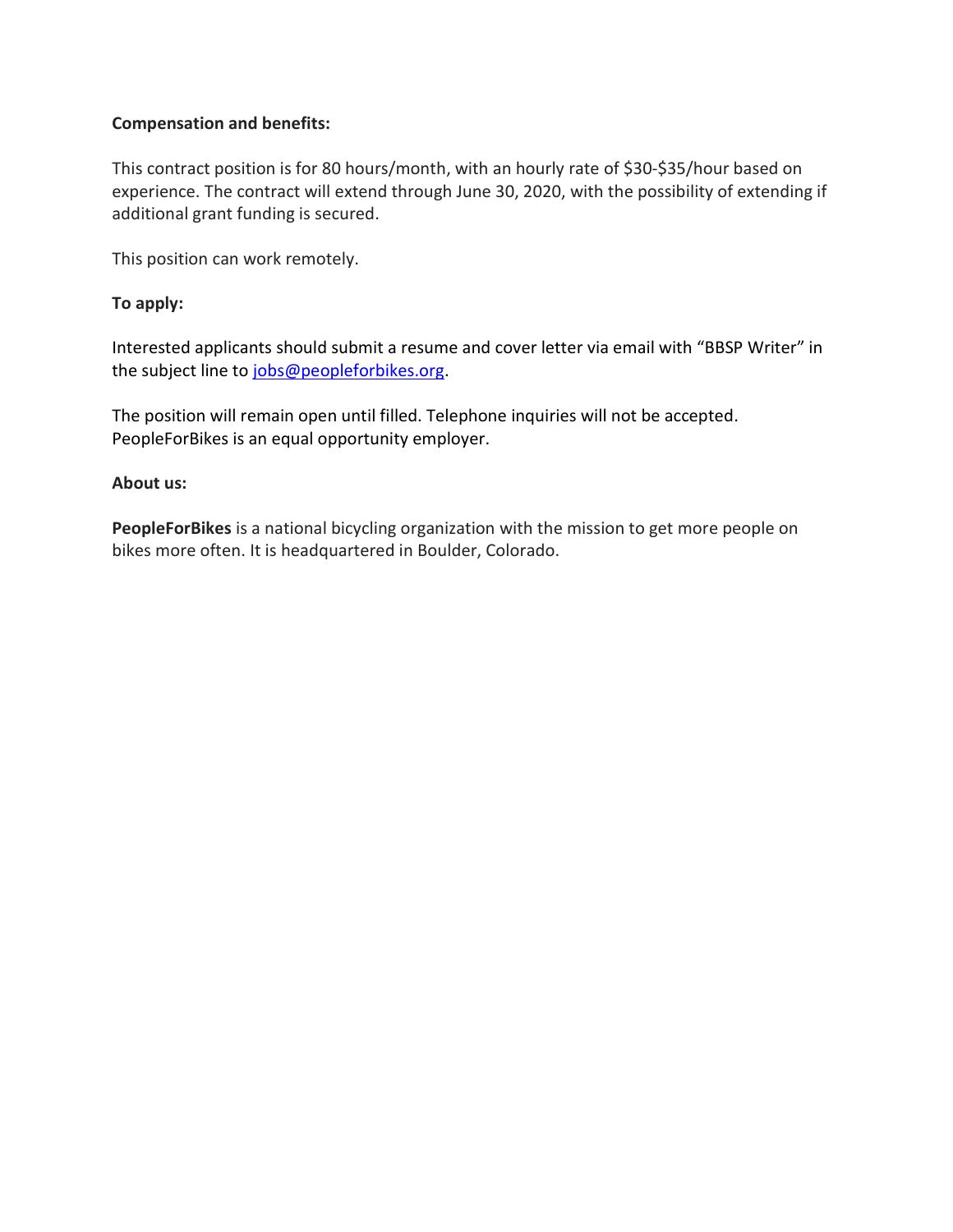**Compensation and benefits:**

This contract position is for 80 hours/month, with an hourly rate of $30-$35/hour based on experience. The contract will extend through June 30, 2020, with the possibility of extending if additional grant funding is secured.

This position can work remotely.

**To apply:**

Interested applicants should submit a resume and cover letter via email with "BBSP Writer" in the subject line to jobs@peopleforbikes.org.

The position will remain open until filled. Telephone inquiries will not be accepted. PeopleForBikes is an equal opportunity employer.

**About us:**

**PeopleForBikes** is a national bicycling organization with the mission to get more people on bikes more often. It is headquartered in Boulder, Colorado.